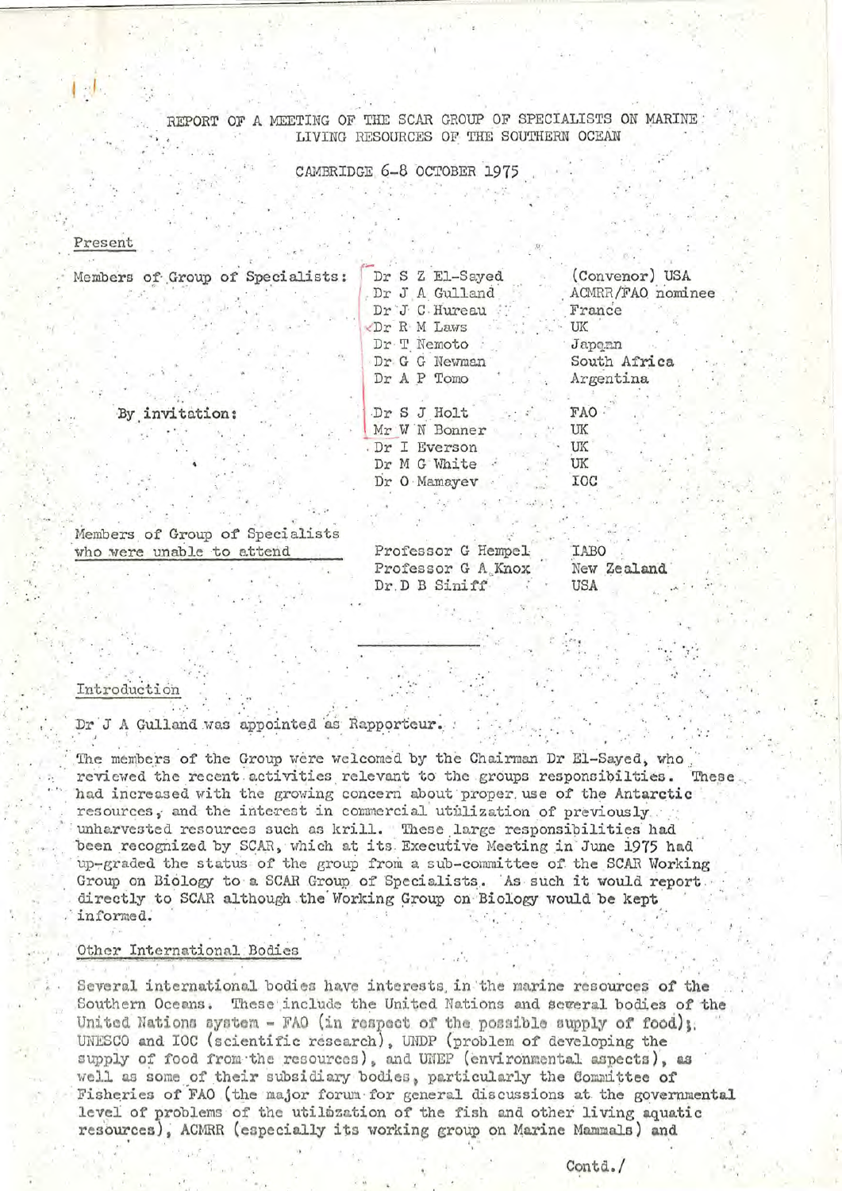REPORT OF A MEETING OF THE SCAR GROUP OF SPECIALISTS ON MARINE LIVING RESOURCES OF THE SOUTHERN OCEAN

CAMBRIDGE 6-8 OCTOBER 1975

## Present

| | | |
|---|---|---|
| Members of Group of Specialists: | Dr S Z El-Sayed | (Convenor) USA |
| | Dr J A Gulland | ACMRR/FAO nominee |
| | Dr J C Hureau | France |
| | Dr R M Laws | UK |
| | Dr T Nemoto | Japann |
| | Dr G G Newman | South Africa |
| | Dr A P Tomo | Argentina |
| By invitation: | Dr S J Holt | FAO |
| | Mr W N Bonner | UK |
| | Dr I Everson | UK |
| | Dr M G White | UK |
| | Dr O Mamayev | IOC |

| | | |
|---|---|---|
| Members of Group of Specialists who were unable to attend | Professor G Hempel | IABO |
| | Professor G A Knox | New Zealand |
| | Dr D B Siniff | USA |

---

## Introduction

Dr J A Gulland was appointed as Rapporteur.

The members of the Group were welcomed by the Chairman Dr El-Sayed, who reviewed the recent activities relevant to the groups responsibilties. These had increased with the growing concern about proper use of the Antarctic resources, and the interest in commercial utilization of previously unharvested resources such as krill. These large responsibilities had been recognized by SCAR, which at its Executive Meeting in June 1975 had up-graded the status of the group from a sub-committee of the SCAR Working Group on Biology to a SCAR Group of Specialists. As such it would report directly to SCAR although the Working Group on Biology would be kept informed.

## Other International Bodies

Several international bodies have interests in the marine resources of the Southern Oceans. These include the United Nations and several bodies of the United Nations system - FAO (in respect of the possible supply of food); UNESCO and IOC (scientific research), UNDP (problem of developing the supply of food from the resources), and UNEP (environmental aspects), as well as some of their subsidiary bodies, particularly the Committee of Fisheries of FAO (the major forum for general discussions at the governmental level of problems of the utilization of the fish and other living aquatic resources), ACMRR (especially its working group on Marine Mammals) and

Contd./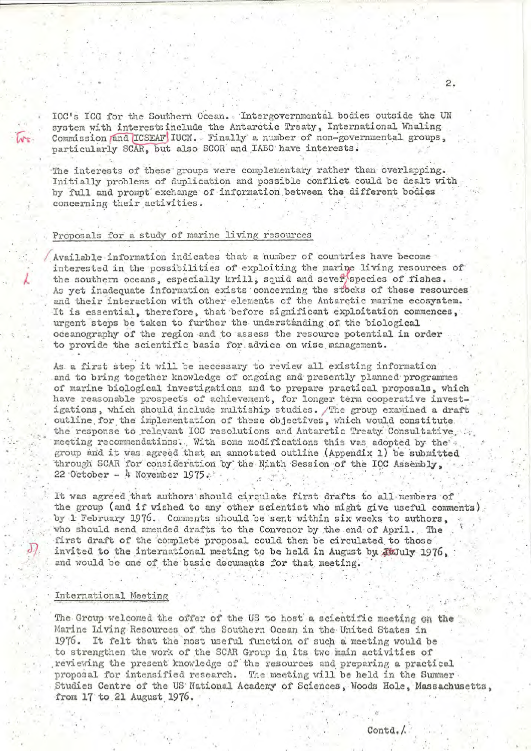IOC's ICG for the Southern Ocean. Intergovernmental bodies outside the UN system with interests include the Antarctic Treaty, International Whaling Commission and ICSEAF IUCN. Finally a number of non-governmental groups, particularly SCAR, but also SCOR and IABO have interests.

The interests of these groups were complementary rather than overlapping. Initially problems of duplication and possible conflict could be dealt with by full and prompt exchange of information between the different bodies concerning their activities.

## Proposals for a study of marine living resources

Available information indicates that a number of countries have become interested in the possibilities of exploiting the marine living resources of the southern oceans, especially krill, squid and several species of fishes. As yet inadequate information exists concerning the stocks of these resources and their interaction with other elements of the Antarctic marine ecosystem. It is essential, therefore, that before significant exploitation commences, urgent steps be taken to further the understanding of the biological oceanography of the region and to assess the resource potential in order to provide the scientific basis for advice on wise management.

As a first step it will be necessary to review all existing information and to bring together knowledge of ongoing and presently planned programmes of marine biological investigations and to prepare practical proposals, which have reasonable prospects of achievement, for longer term cooperative investigations, which should include multiship studies. The group examined a draft outline for the implementation of these objectives, which would constitute the response to relevant IOC resolutions and Antarctic Treaty Consultative meeting recommendations. With some modifications this was adopted by the group and it was agreed that an annotated outline (Appendix 1) be submitted through SCAR for consideration by the Ninth Session of the IOC Assembly, 22 October – 4 November 1975.

It was agreed that authors should circulate first drafts to all members of the group (and if wished to any other scientist who might give useful comments) by 1 February 1976. Comments should be sent within six weeks to authors, who should send amended drafts to the Convenor by the end of April. The first draft of the complete proposal could then be circulated to those invited to the international meeting to be held in August by July 1976, and would be one of the basic documents for that meeting.

## International Meeting

The Group welcomed the offer of the US to host a scientific meeting on the Marine Living Resources of the Southern Ocean in the United States in 1976. It felt that the most useful function of such a meeting would be to strengthen the work of the SCAR Group in its two main activities of reviewing the present knowledge of the resources and preparing a practical proposal for intensified research. The meeting will be held in the Summer Studies Centre of the US National Academy of Sciences, Woods Hole, Massachusetts, from 17 to 21 August 1976.

Contd./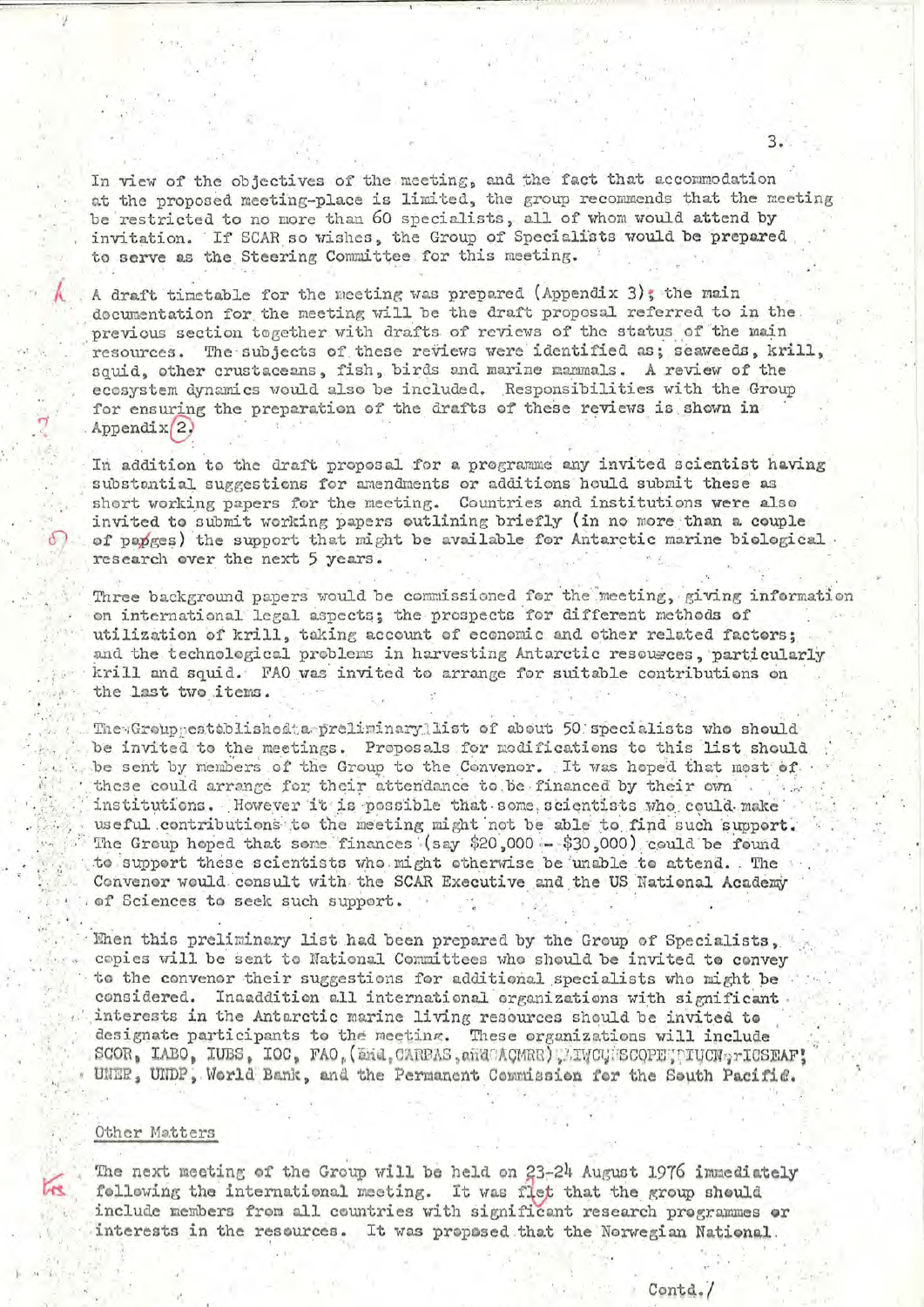In view of the objectives of the meeting, and the fact that accommodation at the proposed meeting-place is limited, the group recommends that the meeting be restricted to no more than 60 specialists, all of whom would attend by invitation. If SCAR so wishes, the Group of Specialists would be prepared to serve as the Steering Committee for this meeting.

A draft timetable for the meeting was prepared (Appendix 3); the main documentation for the meeting will be the draft proposal referred to in the previous section together with drafts of reviews of the status of the main resources. The subjects of these reviews were identified as; seaweeds, krill, squid, other crustaceans, fish, birds and marine mammals. A review of the ecosystem dynamics would also be included. Responsibilities with the Group for ensuring the preparation of the drafts of these reviews is shown in Appendix 2.

In addition to the draft proposal for a programme any invited scientist having substantial suggestions for amendments or additions hould submit these as short working papers for the meeting. Countries and institutions were also invited to submit working papers outlining briefly (in no more than a couple of pages) the support that might be available for Antarctic marine biological research over the next 5 years.

Three background papers would be commissioned for the meeting, giving information on international legal aspects; the prospects for different methods of utilization of krill, taking account of economic and other related factors; and the technological problems in harvesting Antarctic resources, particularly krill and squid. FAO was invited to arrange for suitable contributions on the last two items.

The Group established a preliminary list of about 50 specialists who should be invited to the meetings. Proposals for modifications to this list should be sent by members of the Group to the Convenor. It was hoped that most of these could arrange for their attendance to be financed by their own institutions. However it is possible that some scientists who could make useful contributions to the meeting might not be able to find such support. The Group hoped that some finances (say \$20,000 - \$30,000) could be found to support these scientists who might otherwise be unable to attend. The Convenor would consult with the SCAR Executive and the US National Academy of Sciences to seek such support.

When this preliminary list had been prepared by the Group of Specialists, copies will be sent to National Committees who should be invited to convey to the convenor their suggestions for additional specialists who might be considered. Inaaddition all international organizations with significant interests in the Antarctic marine living resources should be invited to designate participants to the meeting. These organizations will include SCOR, IABO, IUBS, IOC, FAO, (and CARPAS and ACMRR), IWC, SCOPE, IUCN, ICSEAF, UNEP, UNDP, World Bank, and the Permanent Commission for the South Pacific.

## Other Matters

The next meeting of the Group will be held on 23-24 August 1976 immediately following the international meeting. It was felt that the group should include members from all countries with significant research programmes or interests in the resources. It was proposed that the Norwegian National

Contd./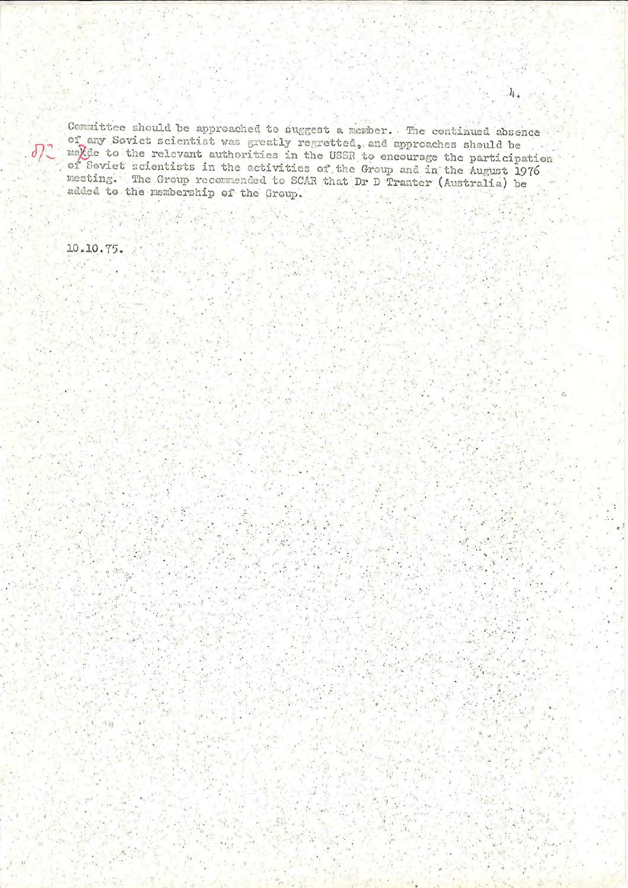Committee should be approached to suggest a member. The continued absence of any Soviet scientist was greatly regretted, and approaches should be made to the relevant authorities in the USSR to encourage the participation of Soviet scientists in the activities of the Group and in the August 1976 meeting. The Group recommended to SCAR that Dr D Tranter (Australia) be added to the membership of the Group.

10.10.75.